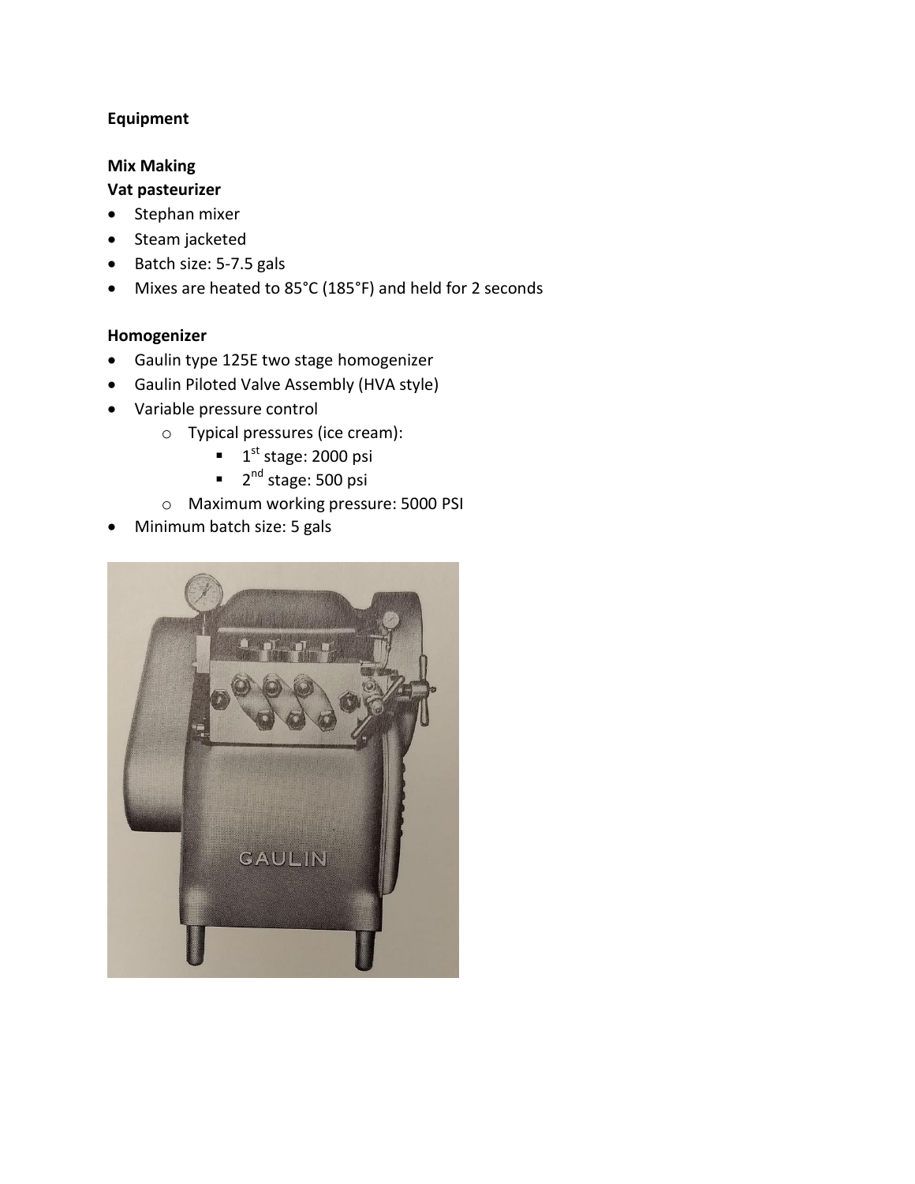**Equipment**

**Mix Making**

**Vat pasteurizer**

- Stephan mixer
- Steam jacketed
- Batch size: 5-7.5 gals
- Mixes are heated to 85°C (185°F) and held for 2 seconds

**Homogenizer**

- Gaulin type 125E two stage homogenizer
- Gaulin Piloted Valve Assembly (HVA style)
- Variable pressure control
  - Typical pressures (ice cream):
    - 1st stage: 2000 psi
    - 2nd stage: 500 psi
  - Maximum working pressure: 5000 PSI
- Minimum batch size: 5 gals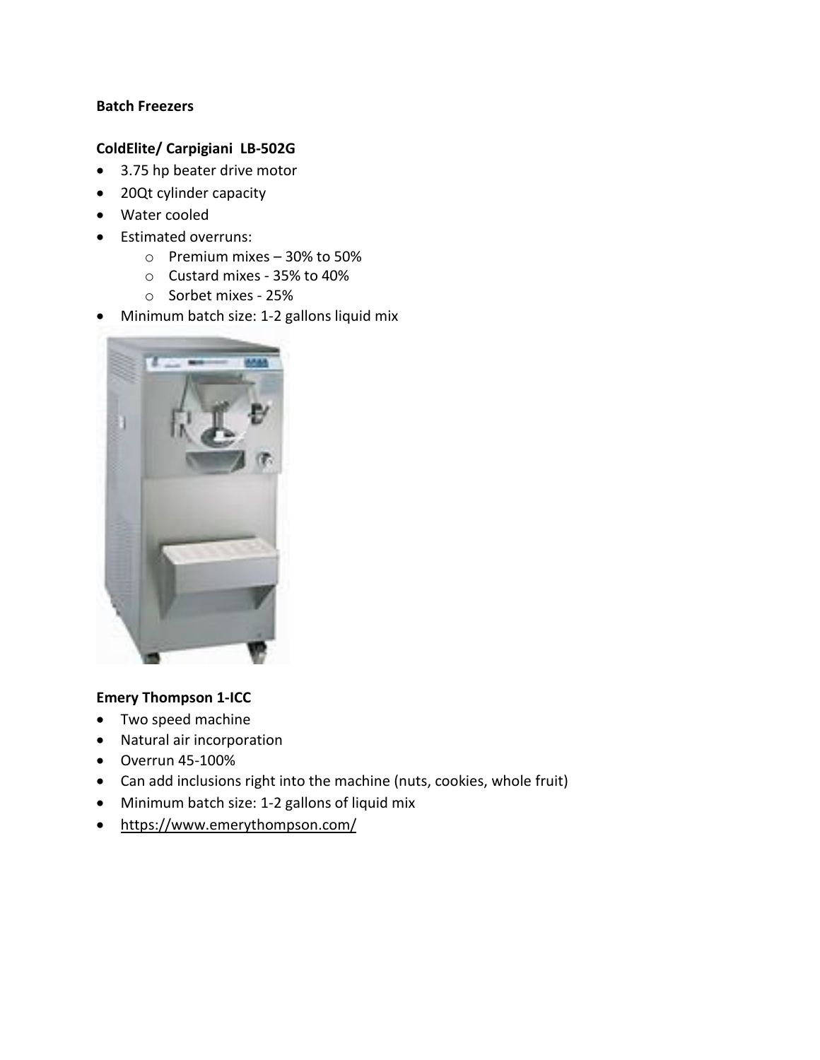**Batch Freezers**

**ColdElite/ Carpigiani LB-502G**

- 3.75 hp beater drive motor
- 20Qt cylinder capacity
- Water cooled
- Estimated overruns:
    - Premium mixes – 30% to 50%
    - Custard mixes - 35% to 40%
    - Sorbet mixes - 25%
- Minimum batch size: 1-2 gallons liquid mix

**Emery Thompson 1-ICC**

- Two speed machine
- Natural air incorporation
- Overrun 45-100%
- Can add inclusions right into the machine (nuts, cookies, whole fruit)
- Minimum batch size: 1-2 gallons of liquid mix
- https://www.emerythompson.com/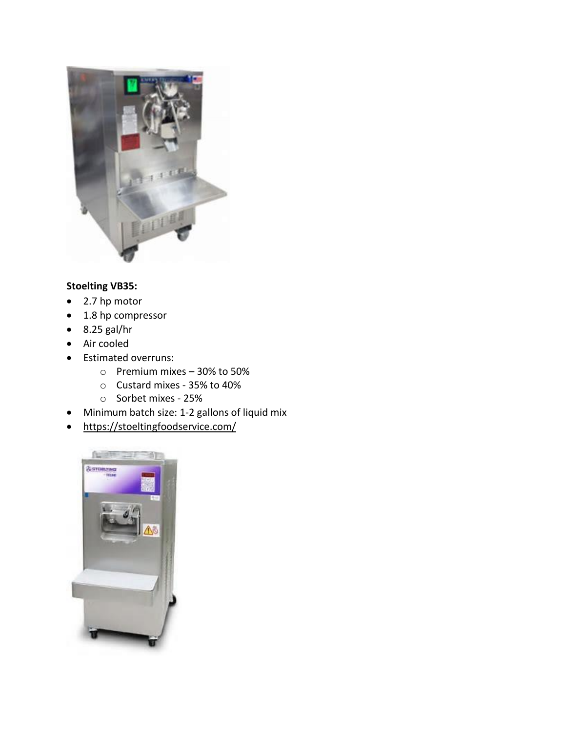**Stoelting VB35:**

- 2.7 hp motor
- 1.8 hp compressor
- 8.25 gal/hr
- Air cooled
- Estimated overruns:
    - Premium mixes – 30% to 50%
    - Custard mixes - 35% to 40%
    - Sorbet mixes - 25%
- Minimum batch size: 1-2 gallons of liquid mix
- https://stoeltingfoodservice.com/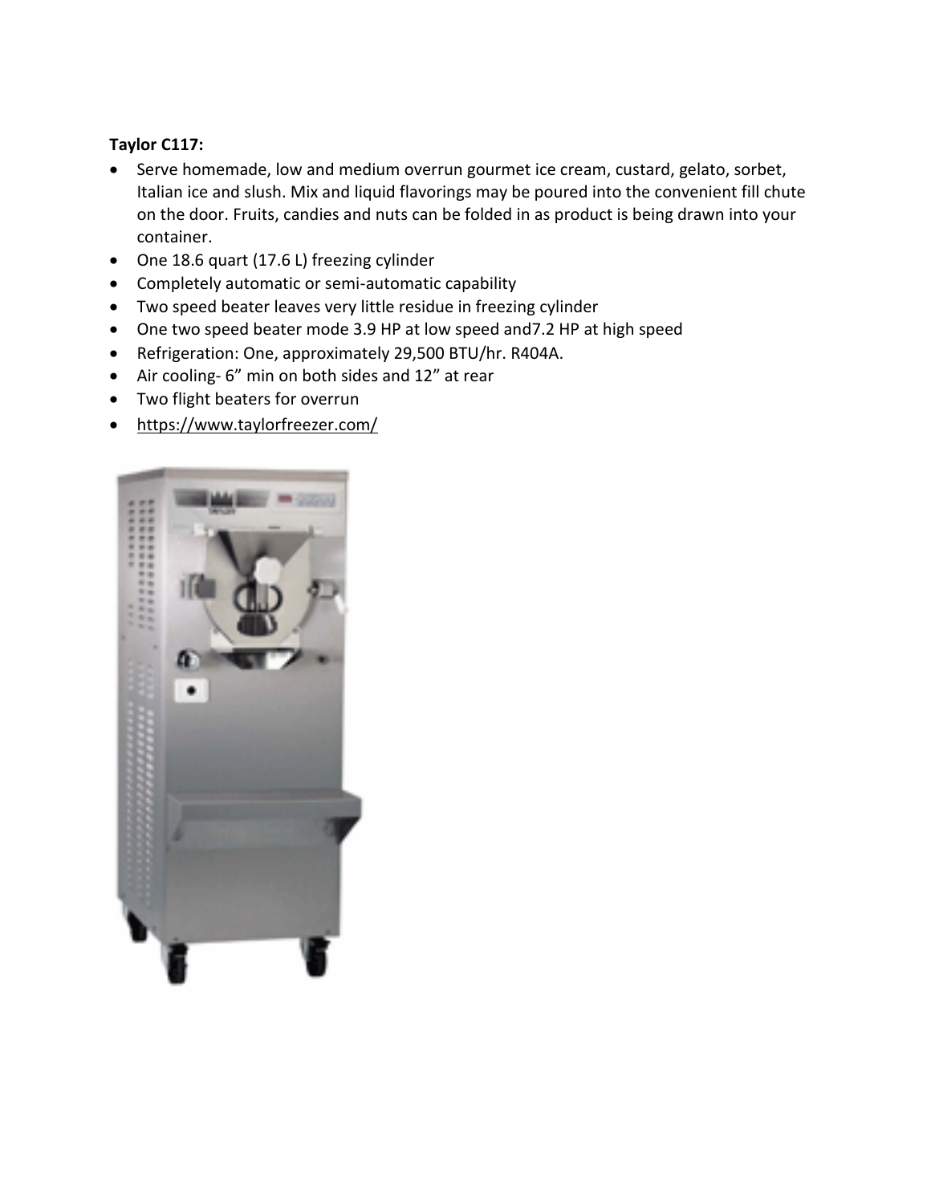**Taylor C117:**

- Serve homemade, low and medium overrun gourmet ice cream, custard, gelato, sorbet, Italian ice and slush. Mix and liquid flavorings may be poured into the convenient fill chute on the door. Fruits, candies and nuts can be folded in as product is being drawn into your container.
- One 18.6 quart (17.6 L) freezing cylinder
- Completely automatic or semi-automatic capability
- Two speed beater leaves very little residue in freezing cylinder
- One two speed beater mode 3.9 HP at low speed and7.2 HP at high speed
- Refrigeration: One, approximately 29,500 BTU/hr. R404A.
- Air cooling- 6" min on both sides and 12" at rear
- Two flight beaters for overrun
- https://www.taylorfreezer.com/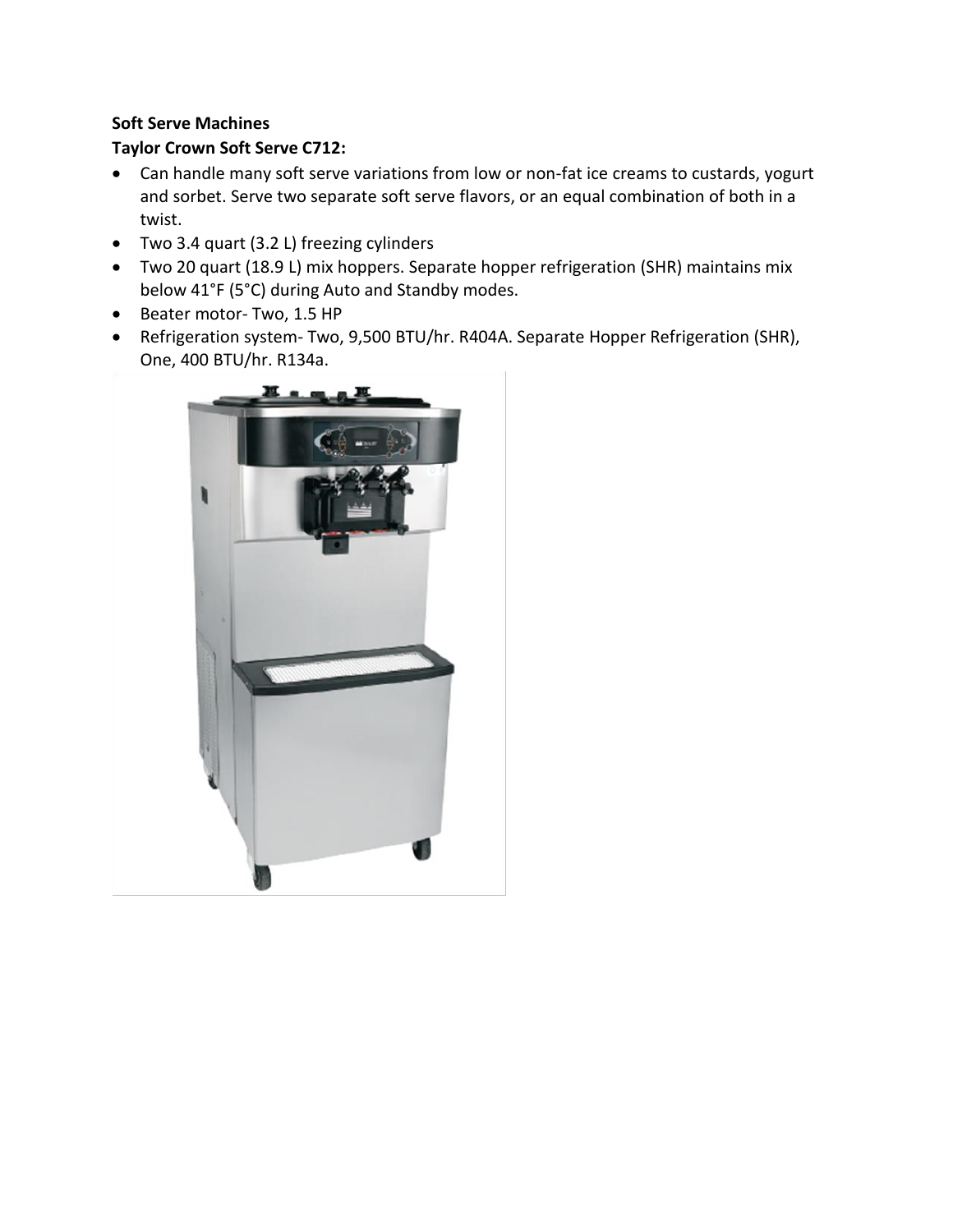**Soft Serve Machines**

**Taylor Crown Soft Serve C712:**

- Can handle many soft serve variations from low or non-fat ice creams to custards, yogurt and sorbet. Serve two separate soft serve flavors, or an equal combination of both in a twist.
- Two 3.4 quart (3.2 L) freezing cylinders
- Two 20 quart (18.9 L) mix hoppers. Separate hopper refrigeration (SHR) maintains mix below 41°F (5°C) during Auto and Standby modes.
- Beater motor- Two, 1.5 HP
- Refrigeration system- Two, 9,500 BTU/hr. R404A. Separate Hopper Refrigeration (SHR), One, 400 BTU/hr. R134a.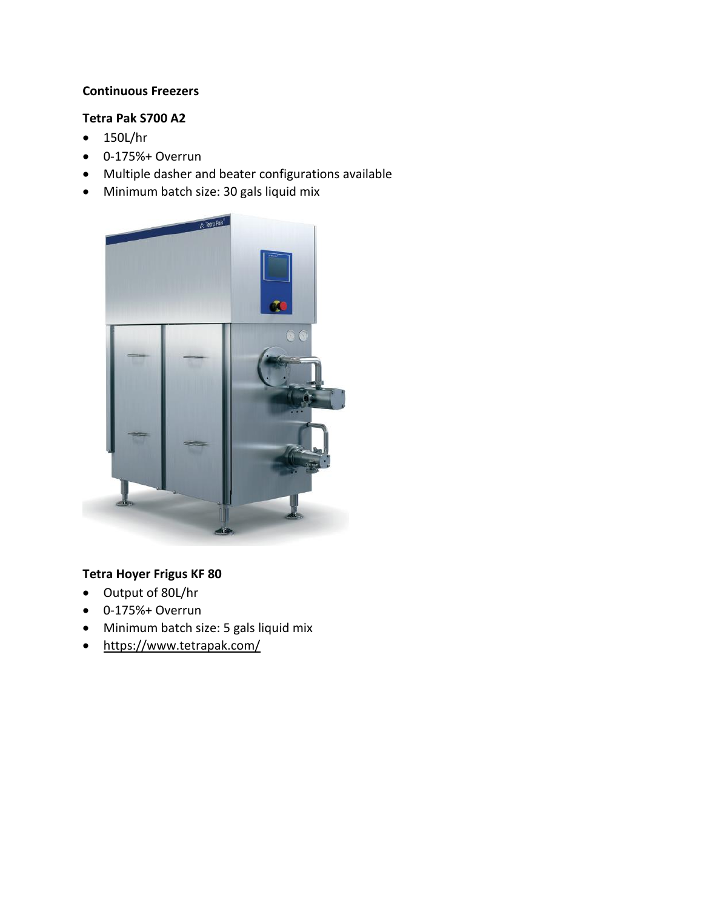**Continuous Freezers**

**Tetra Pak S700 A2**

- 150L/hr
- 0-175%+ Overrun
- Multiple dasher and beater configurations available
- Minimum batch size: 30 gals liquid mix

**Tetra Hoyer Frigus KF 80**

- Output of 80L/hr
- 0-175%+ Overrun
- Minimum batch size: 5 gals liquid mix
- https://www.tetrapak.com/